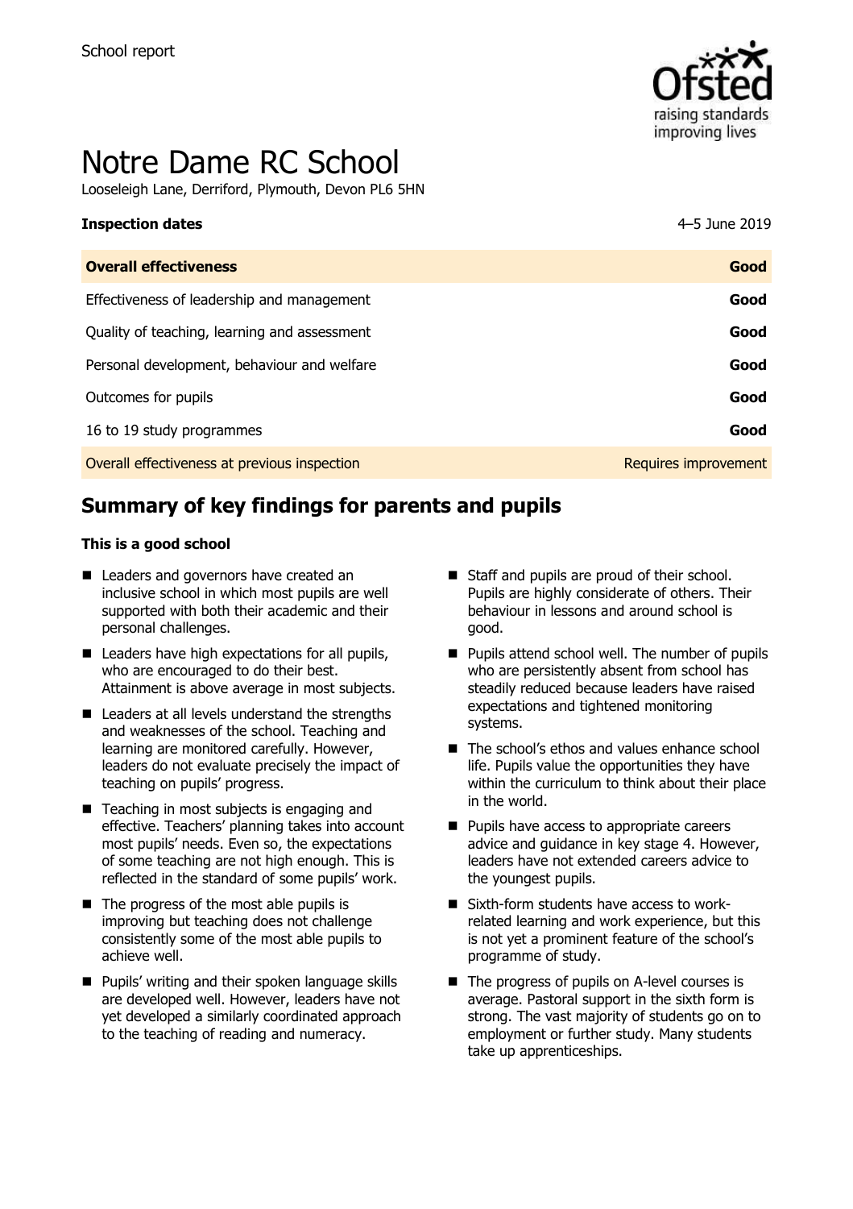School report

# Notre Dame RC School

Looseleigh Lane, Derriford, Plymouth, Devon PL6 5HN

**Inspection dates** 4–5 June 2019

| **Overall effectiveness** | **Good** |
|---|---|
| Effectiveness of leadership and management | **Good** |
| Quality of teaching, learning and assessment | **Good** |
| Personal development, behaviour and welfare | **Good** |
| Outcomes for pupils | **Good** |
| 16 to 19 study programmes | **Good** |
| Overall effectiveness at previous inspection | Requires improvement |

## Summary of key findings for parents and pupils

**This is a good school**

- Leaders and governors have created an inclusive school in which most pupils are well supported with both their academic and their personal challenges.
- Leaders have high expectations for all pupils, who are encouraged to do their best. Attainment is above average in most subjects.
- Leaders at all levels understand the strengths and weaknesses of the school. Teaching and learning are monitored carefully. However, leaders do not evaluate precisely the impact of teaching on pupils' progress.
- Teaching in most subjects is engaging and effective. Teachers' planning takes into account most pupils' needs. Even so, the expectations of some teaching are not high enough. This is reflected in the standard of some pupils' work.
- The progress of the most able pupils is improving but teaching does not challenge consistently some of the most able pupils to achieve well.
- Pupils' writing and their spoken language skills are developed well. However, leaders have not yet developed a similarly coordinated approach to the teaching of reading and numeracy.
- Staff and pupils are proud of their school. Pupils are highly considerate of others. Their behaviour in lessons and around school is good.
- Pupils attend school well. The number of pupils who are persistently absent from school has steadily reduced because leaders have raised expectations and tightened monitoring systems.
- The school's ethos and values enhance school life. Pupils value the opportunities they have within the curriculum to think about their place in the world.
- Pupils have access to appropriate careers advice and guidance in key stage 4. However, leaders have not extended careers advice to the youngest pupils.
- Sixth-form students have access to work-related learning and work experience, but this is not yet a prominent feature of the school's programme of study.
- The progress of pupils on A-level courses is average. Pastoral support in the sixth form is strong. The vast majority of students go on to employment or further study. Many students take up apprenticeships.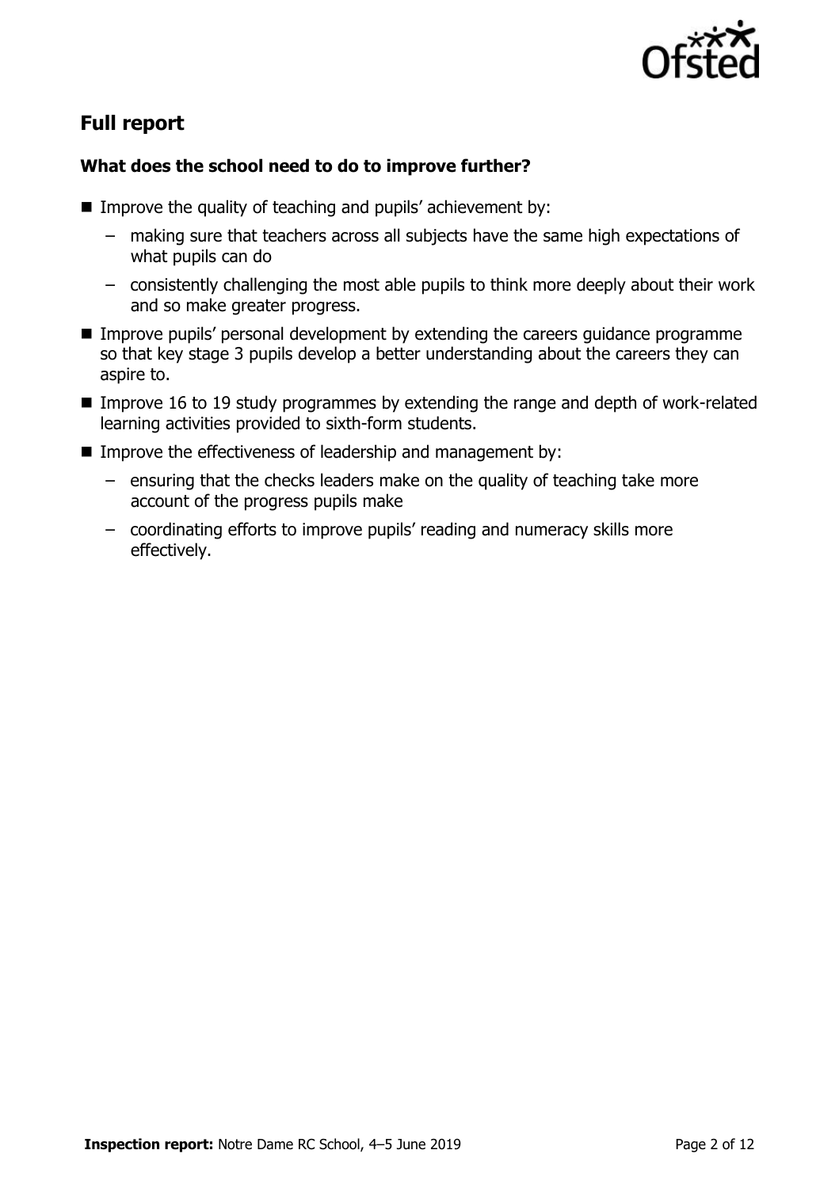## Full report

### What does the school need to do to improve further?

- Improve the quality of teaching and pupils' achievement by:
  - making sure that teachers across all subjects have the same high expectations of what pupils can do
  - consistently challenging the most able pupils to think more deeply about their work and so make greater progress.
- Improve pupils' personal development by extending the careers guidance programme so that key stage 3 pupils develop a better understanding about the careers they can aspire to.
- Improve 16 to 19 study programmes by extending the range and depth of work-related learning activities provided to sixth-form students.
- Improve the effectiveness of leadership and management by:
  - ensuring that the checks leaders make on the quality of teaching take more account of the progress pupils make
  - coordinating efforts to improve pupils' reading and numeracy skills more effectively.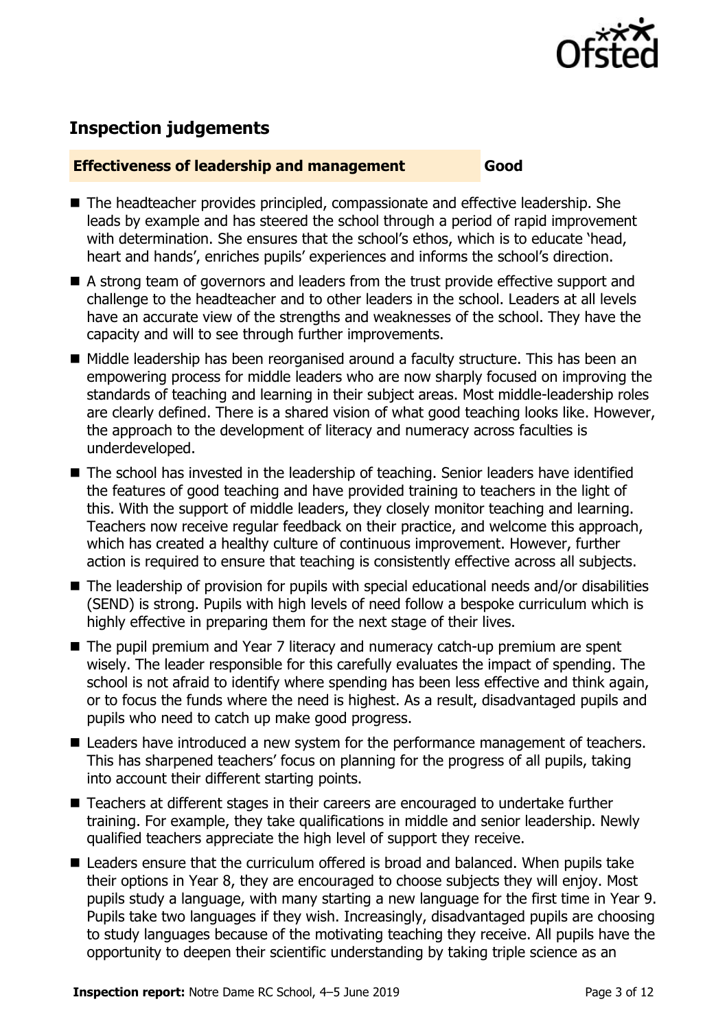## Inspection judgements

**Effectiveness of leadership and management** **Good**

- The headteacher provides principled, compassionate and effective leadership. She leads by example and has steered the school through a period of rapid improvement with determination. She ensures that the school's ethos, which is to educate 'head, heart and hands', enriches pupils' experiences and informs the school's direction.
- A strong team of governors and leaders from the trust provide effective support and challenge to the headteacher and to other leaders in the school. Leaders at all levels have an accurate view of the strengths and weaknesses of the school. They have the capacity and will to see through further improvements.
- Middle leadership has been reorganised around a faculty structure. This has been an empowering process for middle leaders who are now sharply focused on improving the standards of teaching and learning in their subject areas. Most middle-leadership roles are clearly defined. There is a shared vision of what good teaching looks like. However, the approach to the development of literacy and numeracy across faculties is underdeveloped.
- The school has invested in the leadership of teaching. Senior leaders have identified the features of good teaching and have provided training to teachers in the light of this. With the support of middle leaders, they closely monitor teaching and learning. Teachers now receive regular feedback on their practice, and welcome this approach, which has created a healthy culture of continuous improvement. However, further action is required to ensure that teaching is consistently effective across all subjects.
- The leadership of provision for pupils with special educational needs and/or disabilities (SEND) is strong. Pupils with high levels of need follow a bespoke curriculum which is highly effective in preparing them for the next stage of their lives.
- The pupil premium and Year 7 literacy and numeracy catch-up premium are spent wisely. The leader responsible for this carefully evaluates the impact of spending. The school is not afraid to identify where spending has been less effective and think again, or to focus the funds where the need is highest. As a result, disadvantaged pupils and pupils who need to catch up make good progress.
- Leaders have introduced a new system for the performance management of teachers. This has sharpened teachers' focus on planning for the progress of all pupils, taking into account their different starting points.
- Teachers at different stages in their careers are encouraged to undertake further training. For example, they take qualifications in middle and senior leadership. Newly qualified teachers appreciate the high level of support they receive.
- Leaders ensure that the curriculum offered is broad and balanced. When pupils take their options in Year 8, they are encouraged to choose subjects they will enjoy. Most pupils study a language, with many starting a new language for the first time in Year 9. Pupils take two languages if they wish. Increasingly, disadvantaged pupils are choosing to study languages because of the motivating teaching they receive. All pupils have the opportunity to deepen their scientific understanding by taking triple science as an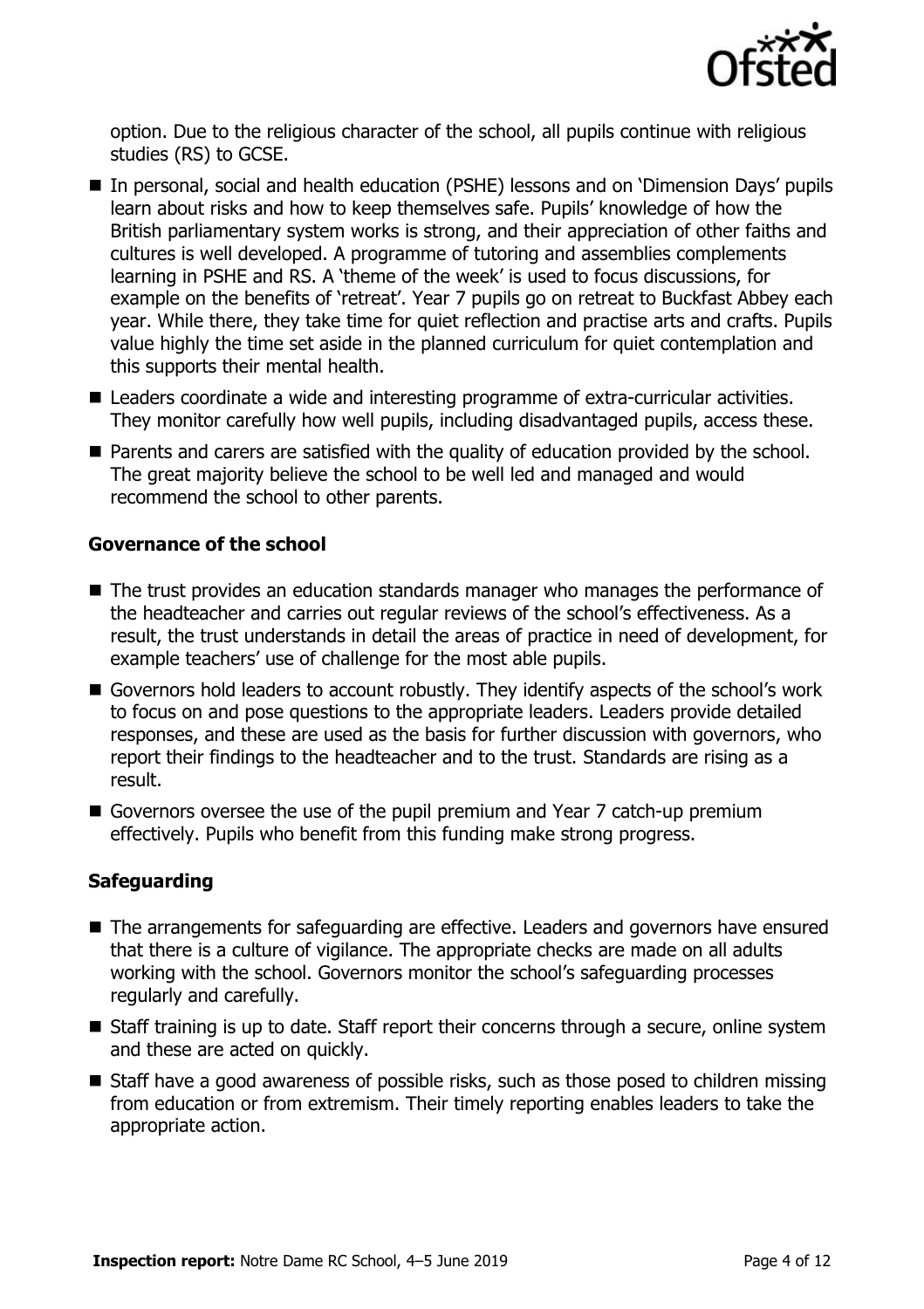option. Due to the religious character of the school, all pupils continue with religious studies (RS) to GCSE.

- In personal, social and health education (PSHE) lessons and on 'Dimension Days' pupils learn about risks and how to keep themselves safe. Pupils' knowledge of how the British parliamentary system works is strong, and their appreciation of other faiths and cultures is well developed. A programme of tutoring and assemblies complements learning in PSHE and RS. A 'theme of the week' is used to focus discussions, for example on the benefits of 'retreat'. Year 7 pupils go on retreat to Buckfast Abbey each year. While there, they take time for quiet reflection and practise arts and crafts. Pupils value highly the time set aside in the planned curriculum for quiet contemplation and this supports their mental health.
- Leaders coordinate a wide and interesting programme of extra-curricular activities. They monitor carefully how well pupils, including disadvantaged pupils, access these.
- Parents and carers are satisfied with the quality of education provided by the school. The great majority believe the school to be well led and managed and would recommend the school to other parents.

### Governance of the school

- The trust provides an education standards manager who manages the performance of the headteacher and carries out regular reviews of the school's effectiveness. As a result, the trust understands in detail the areas of practice in need of development, for example teachers' use of challenge for the most able pupils.
- Governors hold leaders to account robustly. They identify aspects of the school's work to focus on and pose questions to the appropriate leaders. Leaders provide detailed responses, and these are used as the basis for further discussion with governors, who report their findings to the headteacher and to the trust. Standards are rising as a result.
- Governors oversee the use of the pupil premium and Year 7 catch-up premium effectively. Pupils who benefit from this funding make strong progress.

### Safeguarding

- The arrangements for safeguarding are effective. Leaders and governors have ensured that there is a culture of vigilance. The appropriate checks are made on all adults working with the school. Governors monitor the school's safeguarding processes regularly and carefully.
- Staff training is up to date. Staff report their concerns through a secure, online system and these are acted on quickly.
- Staff have a good awareness of possible risks, such as those posed to children missing from education or from extremism. Their timely reporting enables leaders to take the appropriate action.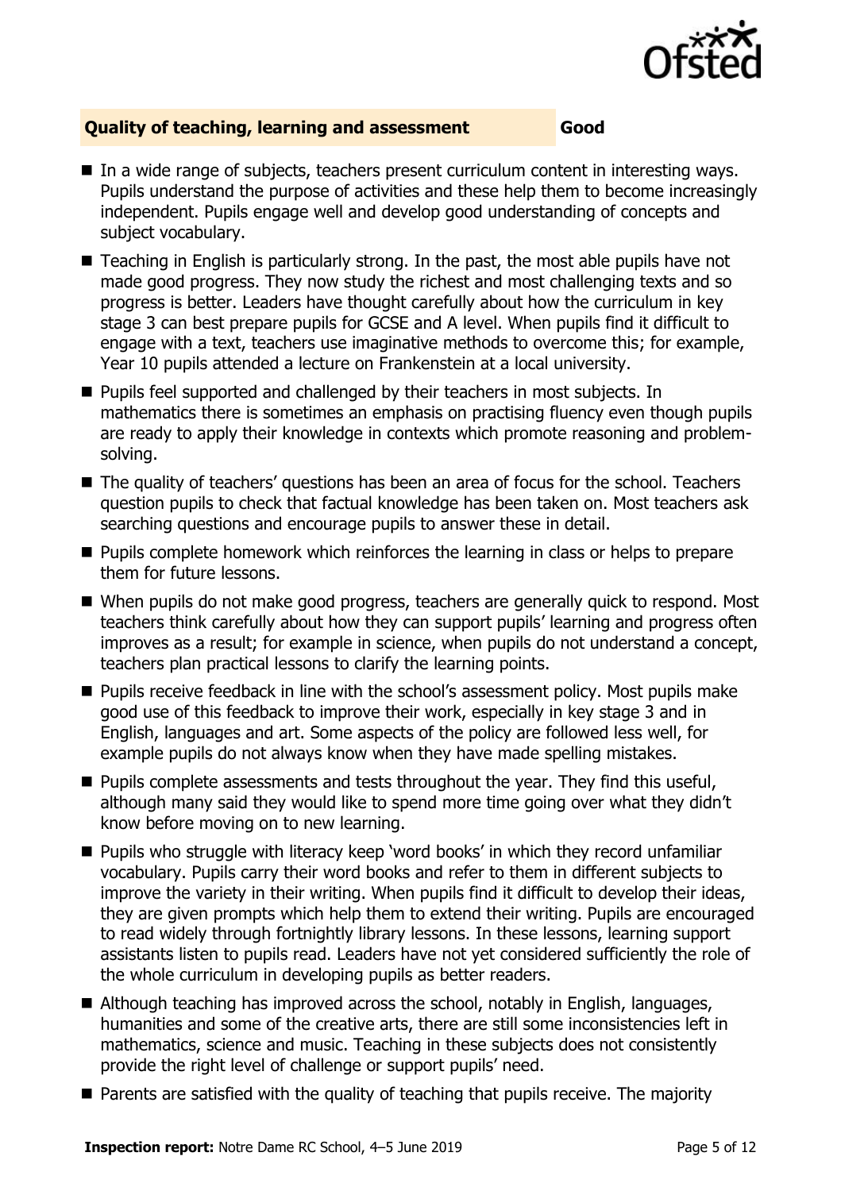## Quality of teaching, learning and assessment — Good

- In a wide range of subjects, teachers present curriculum content in interesting ways. Pupils understand the purpose of activities and these help them to become increasingly independent. Pupils engage well and develop good understanding of concepts and subject vocabulary.
- Teaching in English is particularly strong. In the past, the most able pupils have not made good progress. They now study the richest and most challenging texts and so progress is better. Leaders have thought carefully about how the curriculum in key stage 3 can best prepare pupils for GCSE and A level. When pupils find it difficult to engage with a text, teachers use imaginative methods to overcome this; for example, Year 10 pupils attended a lecture on Frankenstein at a local university.
- Pupils feel supported and challenged by their teachers in most subjects. In mathematics there is sometimes an emphasis on practising fluency even though pupils are ready to apply their knowledge in contexts which promote reasoning and problem-solving.
- The quality of teachers' questions has been an area of focus for the school. Teachers question pupils to check that factual knowledge has been taken on. Most teachers ask searching questions and encourage pupils to answer these in detail.
- Pupils complete homework which reinforces the learning in class or helps to prepare them for future lessons.
- When pupils do not make good progress, teachers are generally quick to respond. Most teachers think carefully about how they can support pupils' learning and progress often improves as a result; for example in science, when pupils do not understand a concept, teachers plan practical lessons to clarify the learning points.
- Pupils receive feedback in line with the school's assessment policy. Most pupils make good use of this feedback to improve their work, especially in key stage 3 and in English, languages and art. Some aspects of the policy are followed less well, for example pupils do not always know when they have made spelling mistakes.
- Pupils complete assessments and tests throughout the year. They find this useful, although many said they would like to spend more time going over what they didn't know before moving on to new learning.
- Pupils who struggle with literacy keep 'word books' in which they record unfamiliar vocabulary. Pupils carry their word books and refer to them in different subjects to improve the variety in their writing. When pupils find it difficult to develop their ideas, they are given prompts which help them to extend their writing. Pupils are encouraged to read widely through fortnightly library lessons. In these lessons, learning support assistants listen to pupils read. Leaders have not yet considered sufficiently the role of the whole curriculum in developing pupils as better readers.
- Although teaching has improved across the school, notably in English, languages, humanities and some of the creative arts, there are still some inconsistencies left in mathematics, science and music. Teaching in these subjects does not consistently provide the right level of challenge or support pupils' need.
- Parents are satisfied with the quality of teaching that pupils receive. The majority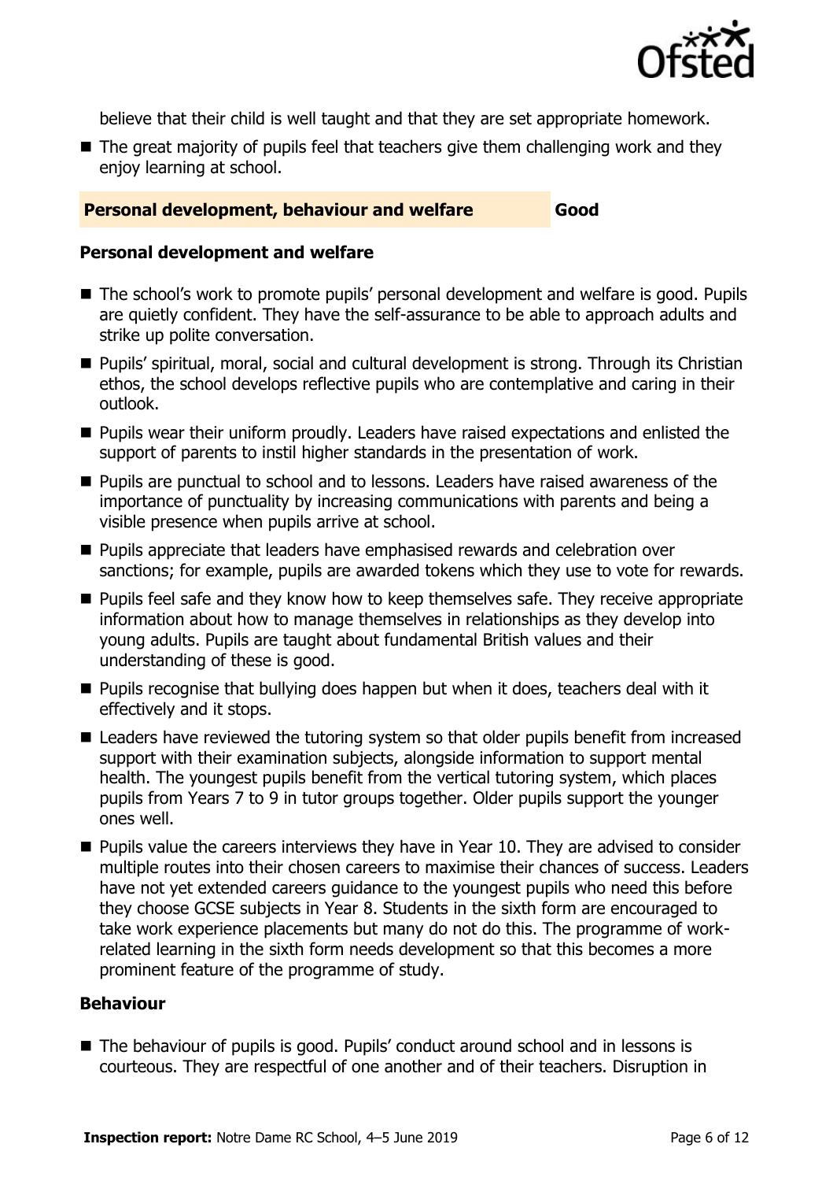believe that their child is well taught and that they are set appropriate homework.

- The great majority of pupils feel that teachers give them challenging work and they enjoy learning at school.

## Personal development, behaviour and welfare — Good

### Personal development and welfare

- The school's work to promote pupils' personal development and welfare is good. Pupils are quietly confident. They have the self-assurance to be able to approach adults and strike up polite conversation.
- Pupils' spiritual, moral, social and cultural development is strong. Through its Christian ethos, the school develops reflective pupils who are contemplative and caring in their outlook.
- Pupils wear their uniform proudly. Leaders have raised expectations and enlisted the support of parents to instil higher standards in the presentation of work.
- Pupils are punctual to school and to lessons. Leaders have raised awareness of the importance of punctuality by increasing communications with parents and being a visible presence when pupils arrive at school.
- Pupils appreciate that leaders have emphasised rewards and celebration over sanctions; for example, pupils are awarded tokens which they use to vote for rewards.
- Pupils feel safe and they know how to keep themselves safe. They receive appropriate information about how to manage themselves in relationships as they develop into young adults. Pupils are taught about fundamental British values and their understanding of these is good.
- Pupils recognise that bullying does happen but when it does, teachers deal with it effectively and it stops.
- Leaders have reviewed the tutoring system so that older pupils benefit from increased support with their examination subjects, alongside information to support mental health. The youngest pupils benefit from the vertical tutoring system, which places pupils from Years 7 to 9 in tutor groups together. Older pupils support the younger ones well.
- Pupils value the careers interviews they have in Year 10. They are advised to consider multiple routes into their chosen careers to maximise their chances of success. Leaders have not yet extended careers guidance to the youngest pupils who need this before they choose GCSE subjects in Year 8. Students in the sixth form are encouraged to take work experience placements but many do not do this. The programme of work-related learning in the sixth form needs development so that this becomes a more prominent feature of the programme of study.

### Behaviour

- The behaviour of pupils is good. Pupils' conduct around school and in lessons is courteous. They are respectful of one another and of their teachers. Disruption in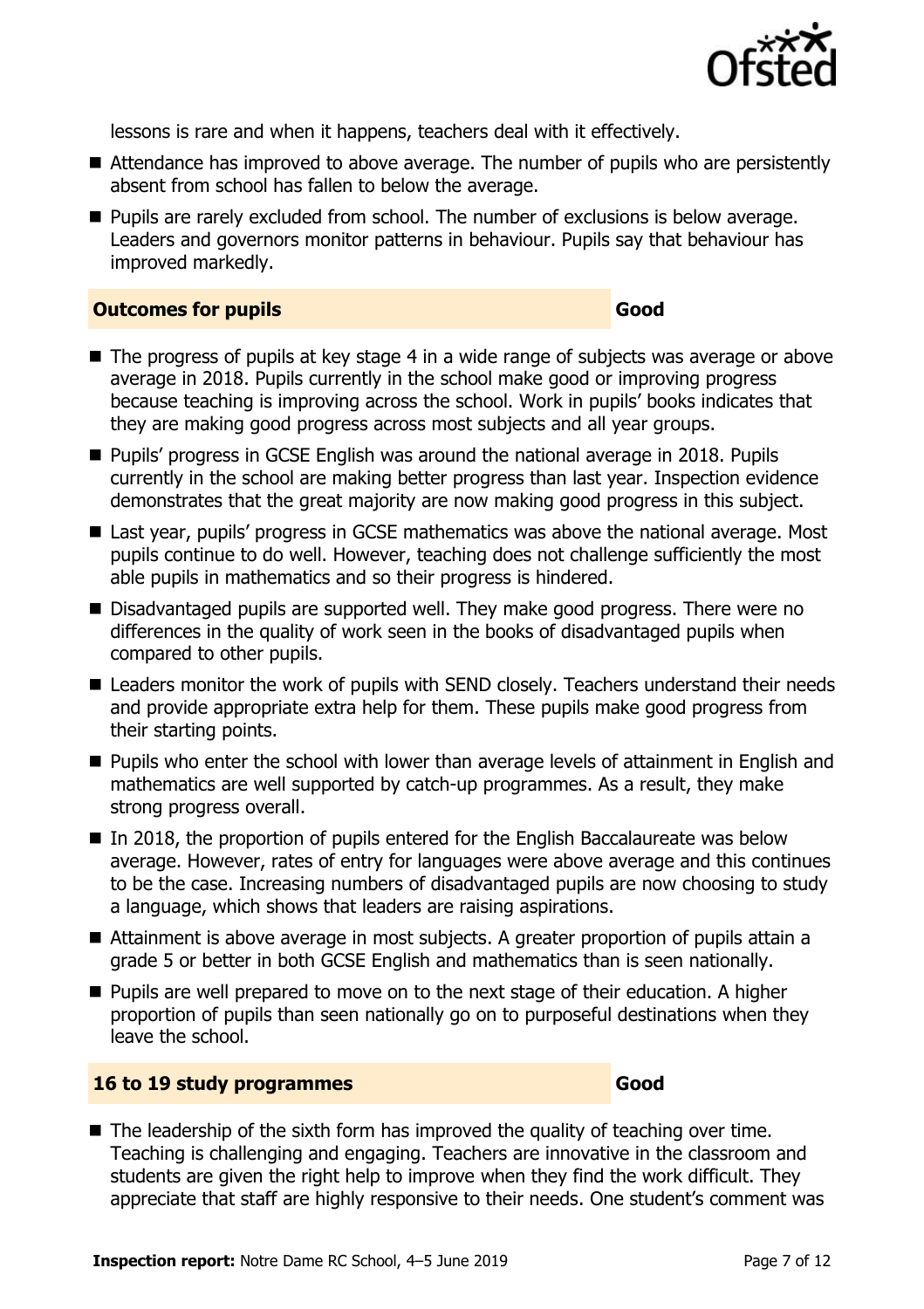lessons is rare and when it happens, teachers deal with it effectively.

- Attendance has improved to above average. The number of pupils who are persistently absent from school has fallen to below the average.
- Pupils are rarely excluded from school. The number of exclusions is below average. Leaders and governors monitor patterns in behaviour. Pupils say that behaviour has improved markedly.

## Outcomes for pupils — Good

- The progress of pupils at key stage 4 in a wide range of subjects was average or above average in 2018. Pupils currently in the school make good or improving progress because teaching is improving across the school. Work in pupils' books indicates that they are making good progress across most subjects and all year groups.
- Pupils' progress in GCSE English was around the national average in 2018. Pupils currently in the school are making better progress than last year. Inspection evidence demonstrates that the great majority are now making good progress in this subject.
- Last year, pupils' progress in GCSE mathematics was above the national average. Most pupils continue to do well. However, teaching does not challenge sufficiently the most able pupils in mathematics and so their progress is hindered.
- Disadvantaged pupils are supported well. They make good progress. There were no differences in the quality of work seen in the books of disadvantaged pupils when compared to other pupils.
- Leaders monitor the work of pupils with SEND closely. Teachers understand their needs and provide appropriate extra help for them. These pupils make good progress from their starting points.
- Pupils who enter the school with lower than average levels of attainment in English and mathematics are well supported by catch-up programmes. As a result, they make strong progress overall.
- In 2018, the proportion of pupils entered for the English Baccalaureate was below average. However, rates of entry for languages were above average and this continues to be the case. Increasing numbers of disadvantaged pupils are now choosing to study a language, which shows that leaders are raising aspirations.
- Attainment is above average in most subjects. A greater proportion of pupils attain a grade 5 or better in both GCSE English and mathematics than is seen nationally.
- Pupils are well prepared to move on to the next stage of their education. A higher proportion of pupils than seen nationally go on to purposeful destinations when they leave the school.

## 16 to 19 study programmes — Good

- The leadership of the sixth form has improved the quality of teaching over time. Teaching is challenging and engaging. Teachers are innovative in the classroom and students are given the right help to improve when they find the work difficult. They appreciate that staff are highly responsive to their needs. One student's comment was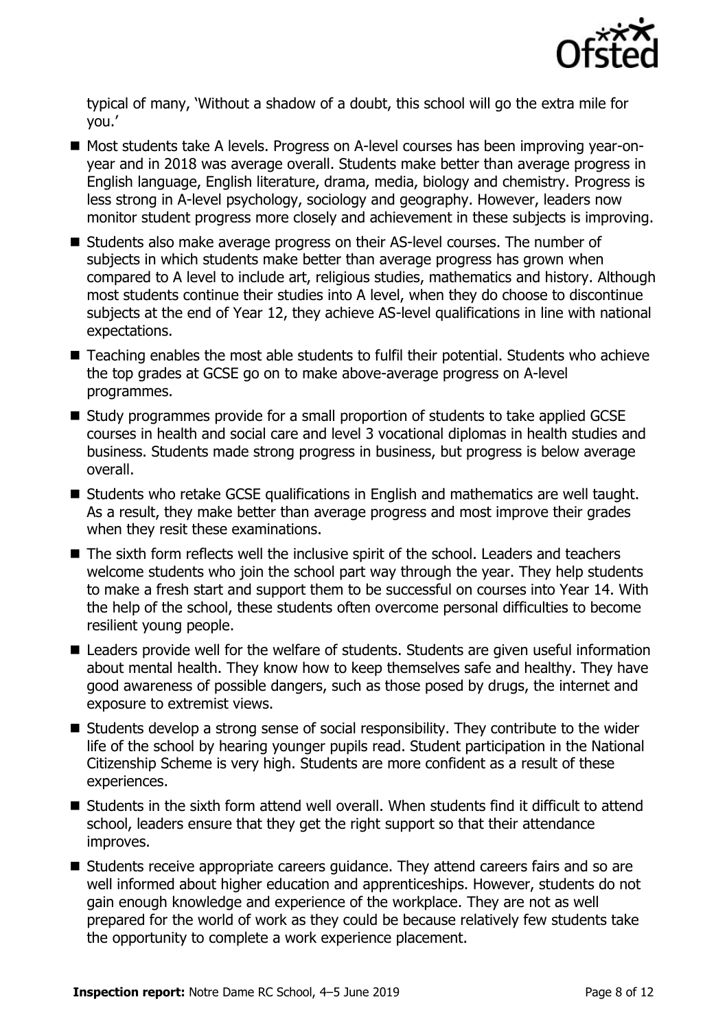typical of many, 'Without a shadow of a doubt, this school will go the extra mile for you.'

- Most students take A levels. Progress on A-level courses has been improving year-on-year and in 2018 was average overall. Students make better than average progress in English language, English literature, drama, media, biology and chemistry. Progress is less strong in A-level psychology, sociology and geography. However, leaders now monitor student progress more closely and achievement in these subjects is improving.
- Students also make average progress on their AS-level courses. The number of subjects in which students make better than average progress has grown when compared to A level to include art, religious studies, mathematics and history. Although most students continue their studies into A level, when they do choose to discontinue subjects at the end of Year 12, they achieve AS-level qualifications in line with national expectations.
- Teaching enables the most able students to fulfil their potential. Students who achieve the top grades at GCSE go on to make above-average progress on A-level programmes.
- Study programmes provide for a small proportion of students to take applied GCSE courses in health and social care and level 3 vocational diplomas in health studies and business. Students made strong progress in business, but progress is below average overall.
- Students who retake GCSE qualifications in English and mathematics are well taught. As a result, they make better than average progress and most improve their grades when they resit these examinations.
- The sixth form reflects well the inclusive spirit of the school. Leaders and teachers welcome students who join the school part way through the year. They help students to make a fresh start and support them to be successful on courses into Year 14. With the help of the school, these students often overcome personal difficulties to become resilient young people.
- Leaders provide well for the welfare of students. Students are given useful information about mental health. They know how to keep themselves safe and healthy. They have good awareness of possible dangers, such as those posed by drugs, the internet and exposure to extremist views.
- Students develop a strong sense of social responsibility. They contribute to the wider life of the school by hearing younger pupils read. Student participation in the National Citizenship Scheme is very high. Students are more confident as a result of these experiences.
- Students in the sixth form attend well overall. When students find it difficult to attend school, leaders ensure that they get the right support so that their attendance improves.
- Students receive appropriate careers guidance. They attend careers fairs and so are well informed about higher education and apprenticeships. However, students do not gain enough knowledge and experience of the workplace. They are not as well prepared for the world of work as they could be because relatively few students take the opportunity to complete a work experience placement.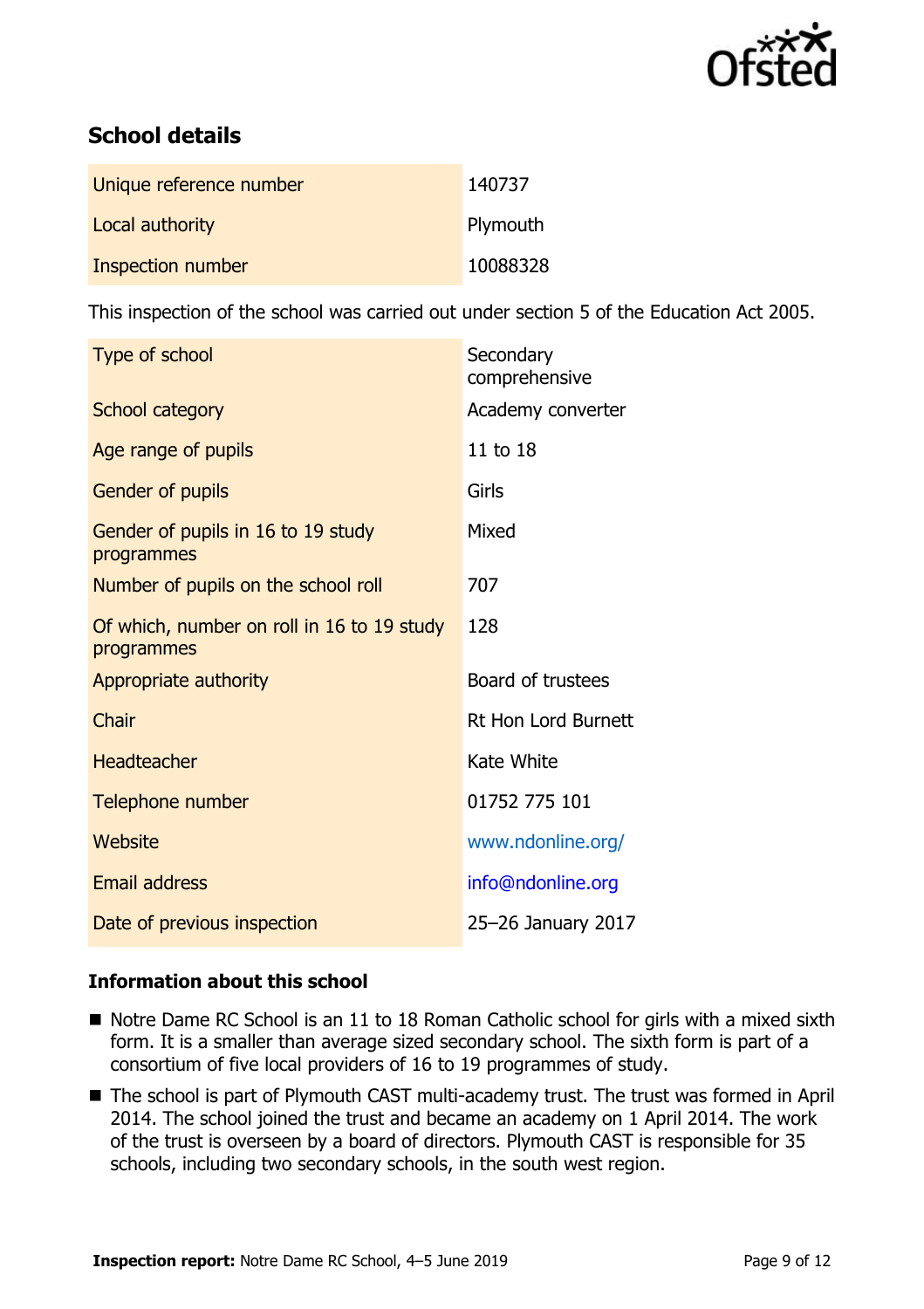## School details

| | |
|---|---|
| Unique reference number | 140737 |
| Local authority | Plymouth |
| Inspection number | 10088328 |

This inspection of the school was carried out under section 5 of the Education Act 2005.

| | |
|---|---|
| Type of school | Secondary comprehensive |
| School category | Academy converter |
| Age range of pupils | 11 to 18 |
| Gender of pupils | Girls |
| Gender of pupils in 16 to 19 study programmes | Mixed |
| Number of pupils on the school roll | 707 |
| Of which, number on roll in 16 to 19 study programmes | 128 |
| Appropriate authority | Board of trustees |
| Chair | Rt Hon Lord Burnett |
| Headteacher | Kate White |
| Telephone number | 01752 775 101 |
| Website | www.ndonline.org/ |
| Email address | info@ndonline.org |
| Date of previous inspection | 25–26 January 2017 |

### Information about this school

- Notre Dame RC School is an 11 to 18 Roman Catholic school for girls with a mixed sixth form. It is a smaller than average sized secondary school. The sixth form is part of a consortium of five local providers of 16 to 19 programmes of study.
- The school is part of Plymouth CAST multi-academy trust. The trust was formed in April 2014. The school joined the trust and became an academy on 1 April 2014. The work of the trust is overseen by a board of directors. Plymouth CAST is responsible for 35 schools, including two secondary schools, in the south west region.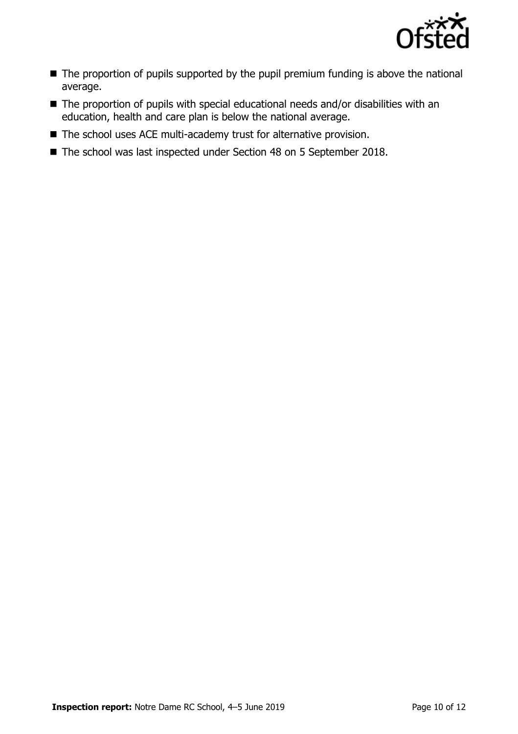- The proportion of pupils supported by the pupil premium funding is above the national average.
- The proportion of pupils with special educational needs and/or disabilities with an education, health and care plan is below the national average.
- The school uses ACE multi-academy trust for alternative provision.
- The school was last inspected under Section 48 on 5 September 2018.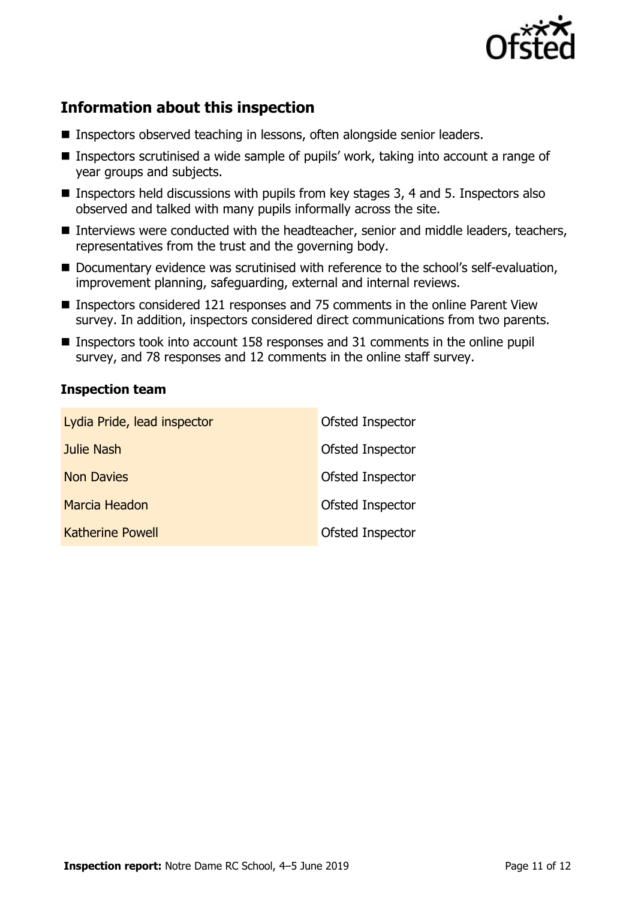## Information about this inspection

- Inspectors observed teaching in lessons, often alongside senior leaders.
- Inspectors scrutinised a wide sample of pupils' work, taking into account a range of year groups and subjects.
- Inspectors held discussions with pupils from key stages 3, 4 and 5. Inspectors also observed and talked with many pupils informally across the site.
- Interviews were conducted with the headteacher, senior and middle leaders, teachers, representatives from the trust and the governing body.
- Documentary evidence was scrutinised with reference to the school's self-evaluation, improvement planning, safeguarding, external and internal reviews.
- Inspectors considered 121 responses and 75 comments in the online Parent View survey. In addition, inspectors considered direct communications from two parents.
- Inspectors took into account 158 responses and 31 comments in the online pupil survey, and 78 responses and 12 comments in the online staff survey.

### Inspection team

| | |
|---|---|
| Lydia Pride, lead inspector | Ofsted Inspector |
| Julie Nash | Ofsted Inspector |
| Non Davies | Ofsted Inspector |
| Marcia Headon | Ofsted Inspector |
| Katherine Powell | Ofsted Inspector |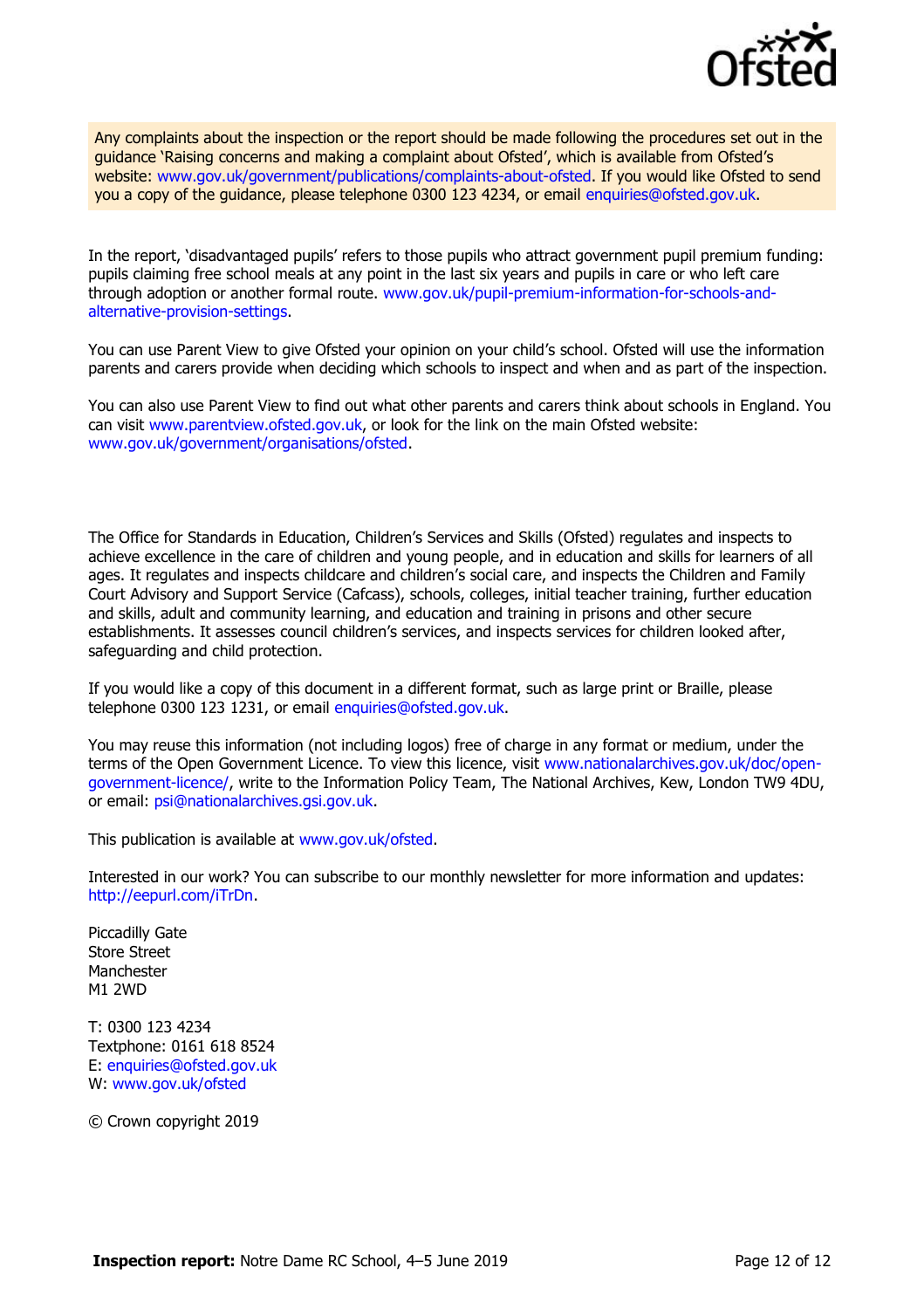Any complaints about the inspection or the report should be made following the procedures set out in the guidance 'Raising concerns and making a complaint about Ofsted', which is available from Ofsted's website: www.gov.uk/government/publications/complaints-about-ofsted. If you would like Ofsted to send you a copy of the guidance, please telephone 0300 123 4234, or email enquiries@ofsted.gov.uk.

In the report, 'disadvantaged pupils' refers to those pupils who attract government pupil premium funding: pupils claiming free school meals at any point in the last six years and pupils in care or who left care through adoption or another formal route. www.gov.uk/pupil-premium-information-for-schools-and-alternative-provision-settings.

You can use Parent View to give Ofsted your opinion on your child's school. Ofsted will use the information parents and carers provide when deciding which schools to inspect and when and as part of the inspection.

You can also use Parent View to find out what other parents and carers think about schools in England. You can visit www.parentview.ofsted.gov.uk, or look for the link on the main Ofsted website: www.gov.uk/government/organisations/ofsted.

The Office for Standards in Education, Children's Services and Skills (Ofsted) regulates and inspects to achieve excellence in the care of children and young people, and in education and skills for learners of all ages. It regulates and inspects childcare and children's social care, and inspects the Children and Family Court Advisory and Support Service (Cafcass), schools, colleges, initial teacher training, further education and skills, adult and community learning, and education and training in prisons and other secure establishments. It assesses council children's services, and inspects services for children looked after, safeguarding and child protection.

If you would like a copy of this document in a different format, such as large print or Braille, please telephone 0300 123 1231, or email enquiries@ofsted.gov.uk.

You may reuse this information (not including logos) free of charge in any format or medium, under the terms of the Open Government Licence. To view this licence, visit www.nationalarchives.gov.uk/doc/open-government-licence/, write to the Information Policy Team, The National Archives, Kew, London TW9 4DU, or email: psi@nationalarchives.gsi.gov.uk.

This publication is available at www.gov.uk/ofsted.

Interested in our work? You can subscribe to our monthly newsletter for more information and updates: http://eepurl.com/iTrDn.

Piccadilly Gate
Store Street
Manchester
M1 2WD

T: 0300 123 4234
Textphone: 0161 618 8524
E: enquiries@ofsted.gov.uk
W: www.gov.uk/ofsted

© Crown copyright 2019